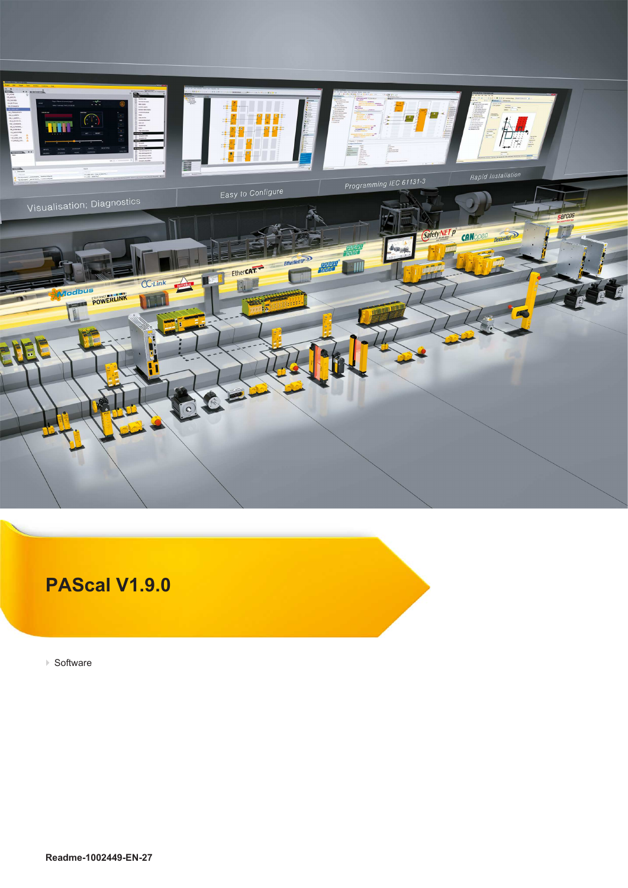# PAScal V1.9.0

- Software

**Readme-1002449-EN-27**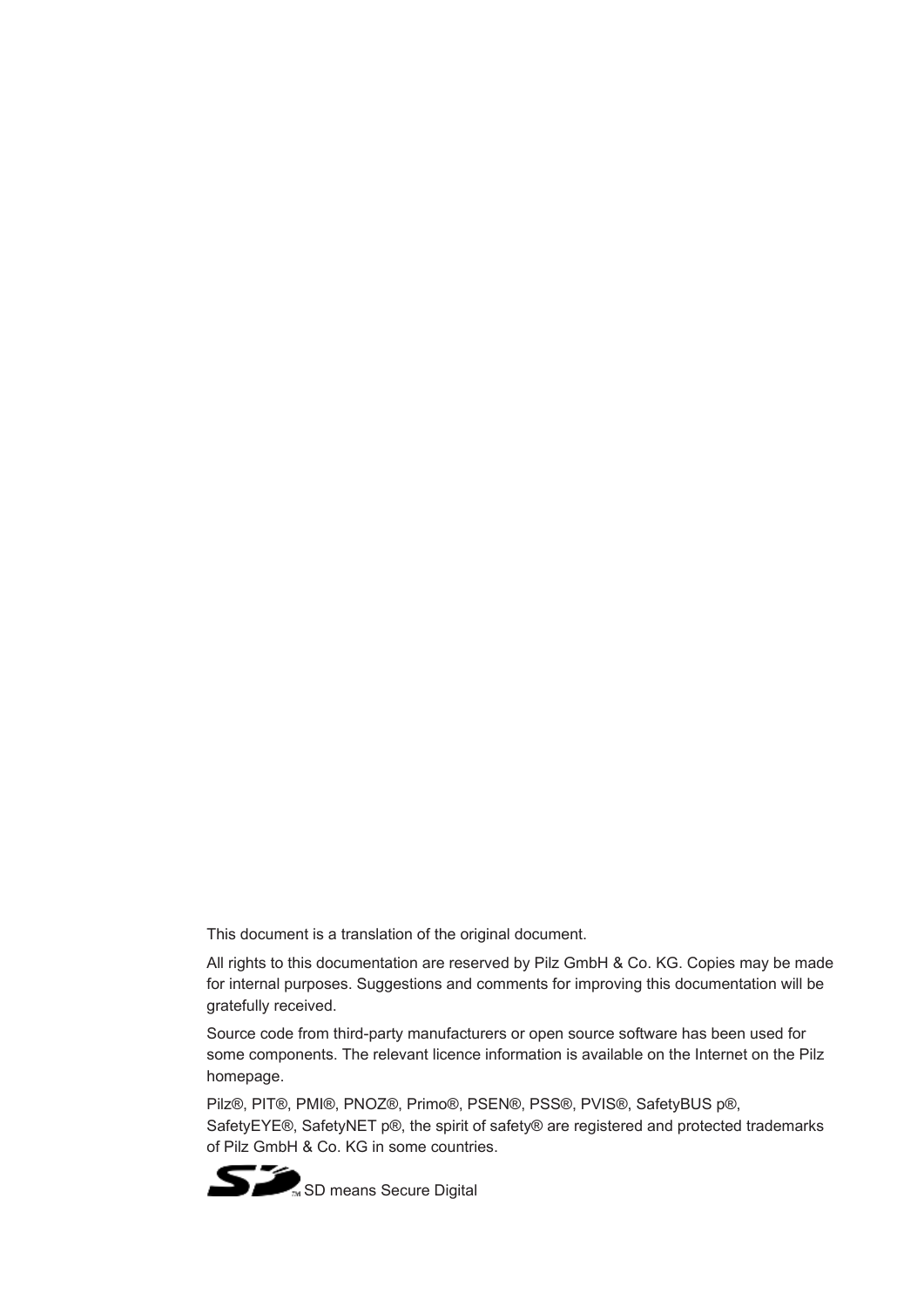This document is a translation of the original document.

All rights to this documentation are reserved by Pilz GmbH & Co. KG. Copies may be made for internal purposes. Suggestions and comments for improving this documentation will be gratefully received.

Source code from third-party manufacturers or open source software has been used for some components. The relevant licence information is available on the Internet on the Pilz homepage.

Pilz®, PIT®, PMI®, PNOZ®, Primo®, PSEN®, PSS®, PVIS®, SafetyBUS p®, SafetyEYE®, SafetyNET p®, the spirit of safety® are registered and protected trademarks of Pilz GmbH & Co. KG in some countries.

SD means Secure Digital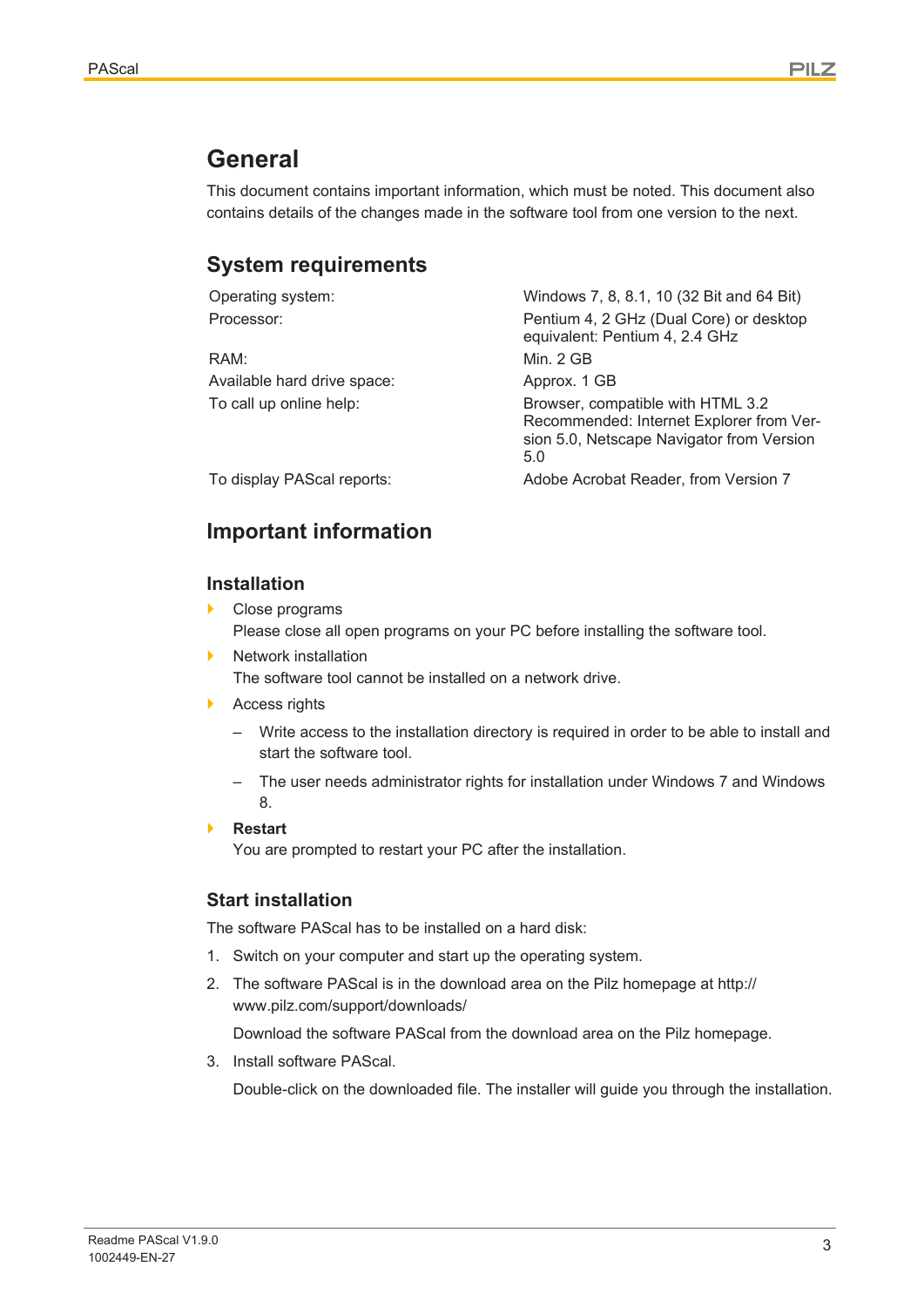# General

This document contains important information, which must be noted. This document also contains details of the changes made in the software tool from one version to the next.

## System requirements

| | |
|---|---|
| Operating system: | Windows 7, 8, 8.1, 10 (32 Bit and 64 Bit) |
| Processor: | Pentium 4, 2 GHz (Dual Core) or desktop equivalent: Pentium 4, 2.4 GHz |
| RAM: | Min. 2 GB |
| Available hard drive space: | Approx. 1 GB |
| To call up online help: | Browser, compatible with HTML 3.2 Recommended: Internet Explorer from Version 5.0, Netscape Navigator from Version 5.0 |
| To display PAScal reports: | Adobe Acrobat Reader, from Version 7 |

## Important information

### Installation

- Close programs
  Please close all open programs on your PC before installing the software tool.
- Network installation
  The software tool cannot be installed on a network drive.
- Access rights
  - Write access to the installation directory is required in order to be able to install and start the software tool.
  - The user needs administrator rights for installation under Windows 7 and Windows 8.
- **Restart**
  You are prompted to restart your PC after the installation.

### Start installation

The software PAScal has to be installed on a hard disk:

1. Switch on your computer and start up the operating system.
2. The software PAScal is in the download area on the Pilz homepage at http://www.pilz.com/support/downloads/

   Download the software PAScal from the download area on the Pilz homepage.
3. Install software PAScal.

   Double-click on the downloaded file. The installer will guide you through the installation.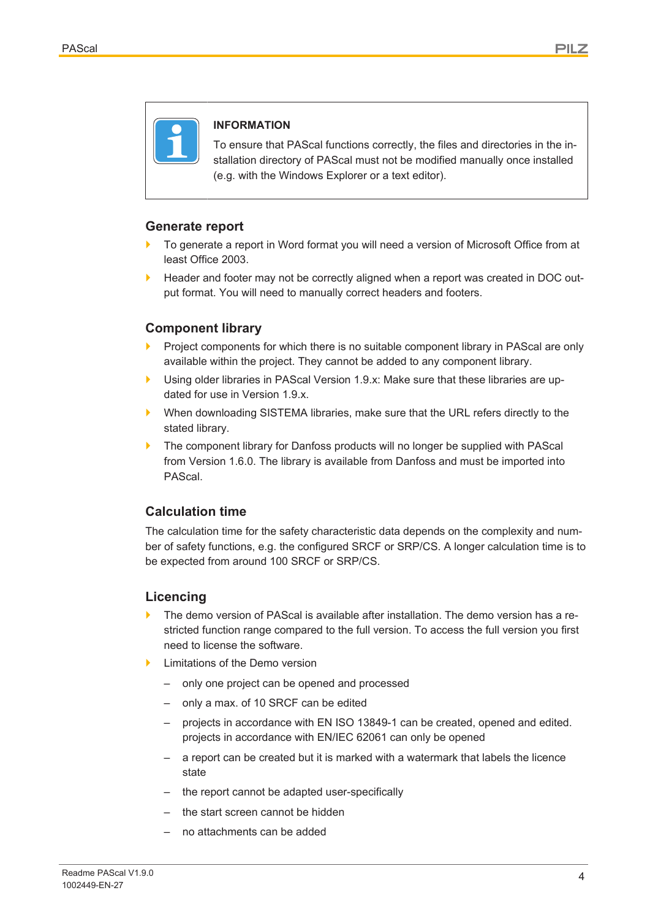> **INFORMATION**
>
> To ensure that PAScal functions correctly, the files and directories in the installation directory of PAScal must not be modified manually once installed (e.g. with the Windows Explorer or a text editor).

## Generate report

- To generate a report in Word format you will need a version of Microsoft Office from at least Office 2003.
- Header and footer may not be correctly aligned when a report was created in DOC output format. You will need to manually correct headers and footers.

## Component library

- Project components for which there is no suitable component library in PAScal are only available within the project. They cannot be added to any component library.
- Using older libraries in PAScal Version 1.9.x: Make sure that these libraries are updated for use in Version 1.9.x.
- When downloading SISTEMA libraries, make sure that the URL refers directly to the stated library.
- The component library for Danfoss products will no longer be supplied with PAScal from Version 1.6.0. The library is available from Danfoss and must be imported into PAScal.

## Calculation time

The calculation time for the safety characteristic data depends on the complexity and number of safety functions, e.g. the configured SRCF or SRP/CS. A longer calculation time is to be expected from around 100 SRCF or SRP/CS.

## Licencing

- The demo version of PAScal is available after installation. The demo version has a restricted function range compared to the full version. To access the full version you first need to license the software.
- Limitations of the Demo version
  - only one project can be opened and processed
  - only a max. of 10 SRCF can be edited
  - projects in accordance with EN ISO 13849-1 can be created, opened and edited. projects in accordance with EN/IEC 62061 can only be opened
  - a report can be created but it is marked with a watermark that labels the licence state
  - the report cannot be adapted user-specifically
  - the start screen cannot be hidden
  - no attachments can be added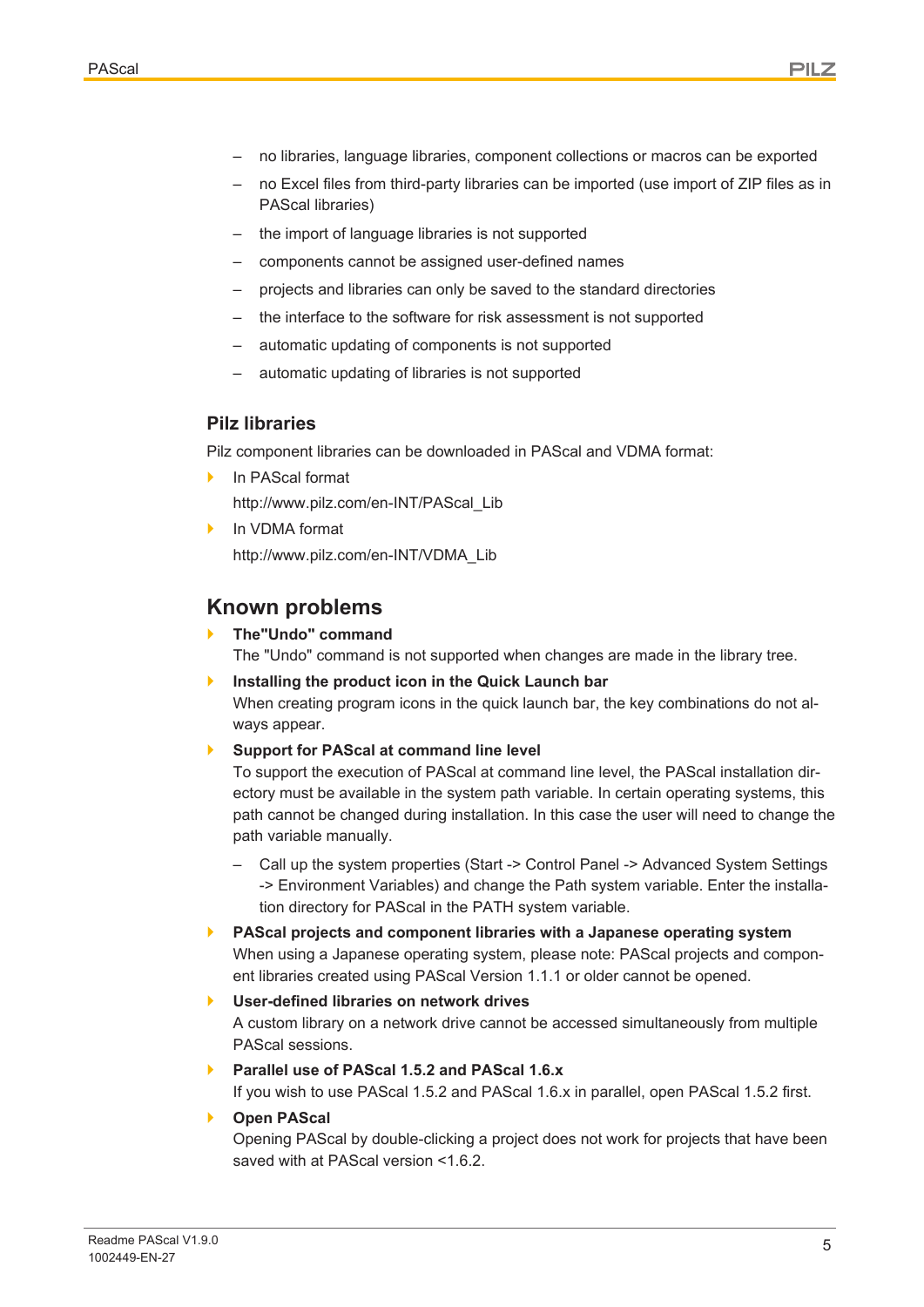- no libraries, language libraries, component collections or macros can be exported
- no Excel files from third-party libraries can be imported (use import of ZIP files as in PAScal libraries)
- the import of language libraries is not supported
- components cannot be assigned user-defined names
- projects and libraries can only be saved to the standard directories
- the interface to the software for risk assessment is not supported
- automatic updating of components is not supported
- automatic updating of libraries is not supported

### Pilz libraries

Pilz component libraries can be downloaded in PAScal and VDMA format:

- In PAScal format

  http://www.pilz.com/en-INT/PAScal_Lib

- In VDMA format

  http://www.pilz.com/en-INT/VDMA_Lib

## Known problems

- **The"Undo" command**

  The "Undo" command is not supported when changes are made in the library tree.

- **Installing the product icon in the Quick Launch bar**

  When creating program icons in the quick launch bar, the key combinations do not always appear.

- **Support for PAScal at command line level**

  To support the execution of PAScal at command line level, the PAScal installation directory must be available in the system path variable. In certain operating systems, this path cannot be changed during installation. In this case the user will need to change the path variable manually.

  - Call up the system properties (Start -> Control Panel -> Advanced System Settings -> Environment Variables) and change the Path system variable. Enter the installation directory for PAScal in the PATH system variable.

- **PAScal projects and component libraries with a Japanese operating system**

  When using a Japanese operating system, please note: PAScal projects and component libraries created using PAScal Version 1.1.1 or older cannot be opened.

- **User-defined libraries on network drives**

  A custom library on a network drive cannot be accessed simultaneously from multiple PAScal sessions.

- **Parallel use of PAScal 1.5.2 and PAScal 1.6.x**

  If you wish to use PAScal 1.5.2 and PAScal 1.6.x in parallel, open PAScal 1.5.2 first.

- **Open PAScal**

  Opening PAScal by double-clicking a project does not work for projects that have been saved with at PAScal version <1.6.2.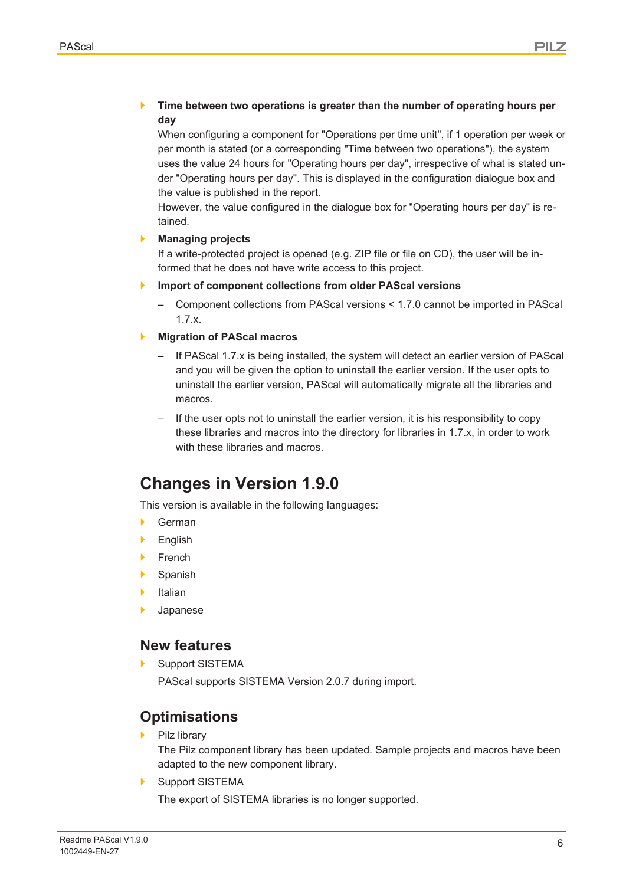- **Time between two operations is greater than the number of operating hours per day**
  When configuring a component for "Operations per time unit", if 1 operation per week or per month is stated (or a corresponding "Time between two operations"), the system uses the value 24 hours for "Operating hours per day", irrespective of what is stated under "Operating hours per day". This is displayed in the configuration dialogue box and the value is published in the report.
  However, the value configured in the dialogue box for "Operating hours per day" is retained.
- **Managing projects**
  If a write-protected project is opened (e.g. ZIP file or file on CD), the user will be informed that he does not have write access to this project.
- **Import of component collections from older PAScal versions**
  - Component collections from PAScal versions < 1.7.0 cannot be imported in PAScal 1.7.x.
- **Migration of PAScal macros**
  - If PAScal 1.7.x is being installed, the system will detect an earlier version of PAScal and you will be given the option to uninstall the earlier version. If the user opts to uninstall the earlier version, PAScal will automatically migrate all the libraries and macros.
  - If the user opts not to uninstall the earlier version, it is his responsibility to copy these libraries and macros into the directory for libraries in 1.7.x, in order to work with these libraries and macros.

# Changes in Version 1.9.0

This version is available in the following languages:

- German
- English
- French
- Spanish
- Italian
- Japanese

## New features

- Support SISTEMA
  PAScal supports SISTEMA Version 2.0.7 during import.

## Optimisations

- Pilz library
  The Pilz component library has been updated. Sample projects and macros have been adapted to the new component library.
- Support SISTEMA
  The export of SISTEMA libraries is no longer supported.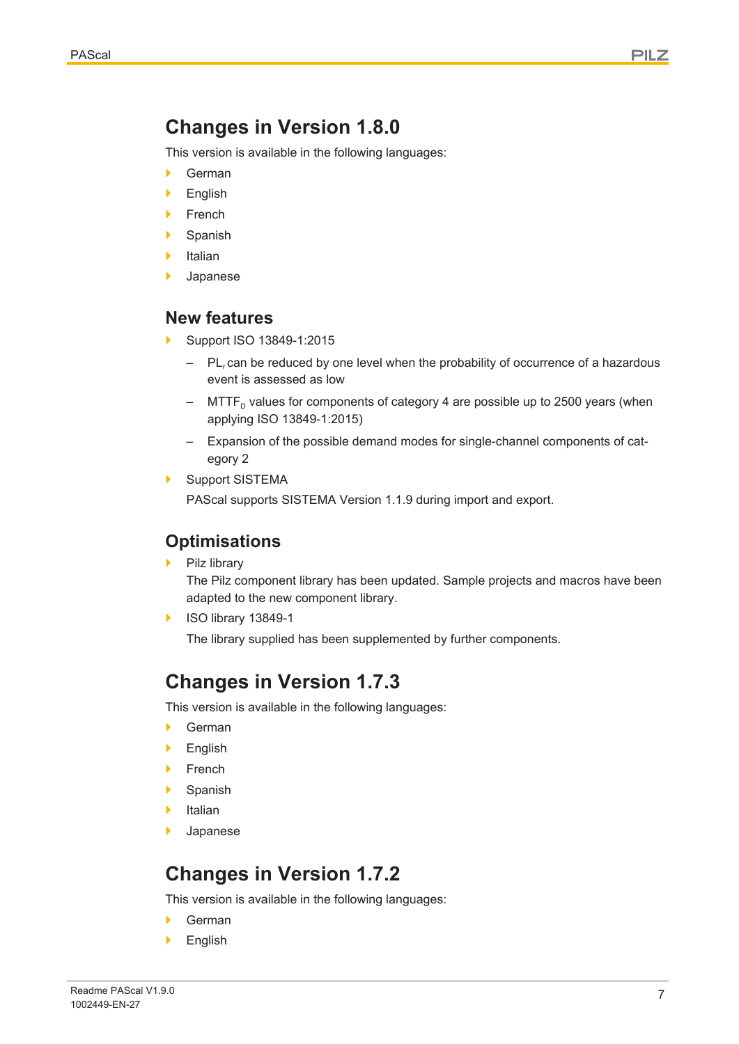# Changes in Version 1.8.0

This version is available in the following languages:

- German
- English
- French
- Spanish
- Italian
- Japanese

## New features

- Support ISO 13849-1:2015
  - $PL_r$ can be reduced by one level when the probability of occurrence of a hazardous event is assessed as low
  - $MTTF_D$ values for components of category 4 are possible up to 2500 years (when applying ISO 13849-1:2015)
  - Expansion of the possible demand modes for single-channel components of category 2
- Support SISTEMA

  PAScal supports SISTEMA Version 1.1.9 during import and export.

## Optimisations

- Pilz library

  The Pilz component library has been updated. Sample projects and macros have been adapted to the new component library.
- ISO library 13849-1

  The library supplied has been supplemented by further components.

# Changes in Version 1.7.3

This version is available in the following languages:

- German
- English
- French
- Spanish
- Italian
- Japanese

# Changes in Version 1.7.2

This version is available in the following languages:

- German
- English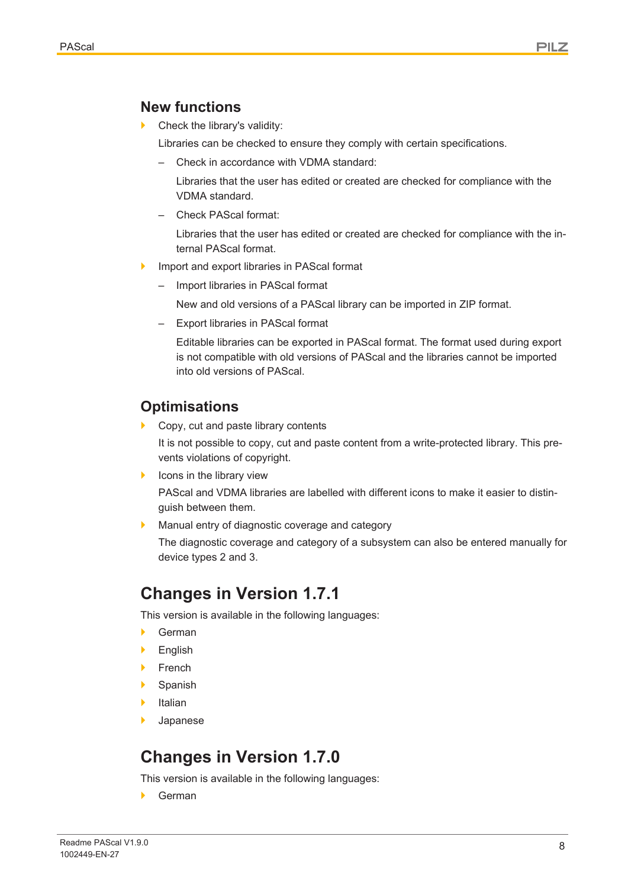## New functions

- Check the library's validity:

  Libraries can be checked to ensure they comply with certain specifications.

  – Check in accordance with VDMA standard:

    Libraries that the user has edited or created are checked for compliance with the VDMA standard.

  – Check PAScal format:

    Libraries that the user has edited or created are checked for compliance with the internal PAScal format.

- Import and export libraries in PAScal format

  – Import libraries in PAScal format

    New and old versions of a PAScal library can be imported in ZIP format.

  – Export libraries in PAScal format

    Editable libraries can be exported in PAScal format. The format used during export is not compatible with old versions of PAScal and the libraries cannot be imported into old versions of PAScal.

## Optimisations

- Copy, cut and paste library contents

  It is not possible to copy, cut and paste content from a write-protected library. This prevents violations of copyright.

- Icons in the library view

  PAScal and VDMA libraries are labelled with different icons to make it easier to distinguish between them.

- Manual entry of diagnostic coverage and category

  The diagnostic coverage and category of a subsystem can also be entered manually for device types 2 and 3.

# Changes in Version 1.7.1

This version is available in the following languages:

- German
- English
- French
- Spanish
- Italian
- Japanese

# Changes in Version 1.7.0

This version is available in the following languages:

- German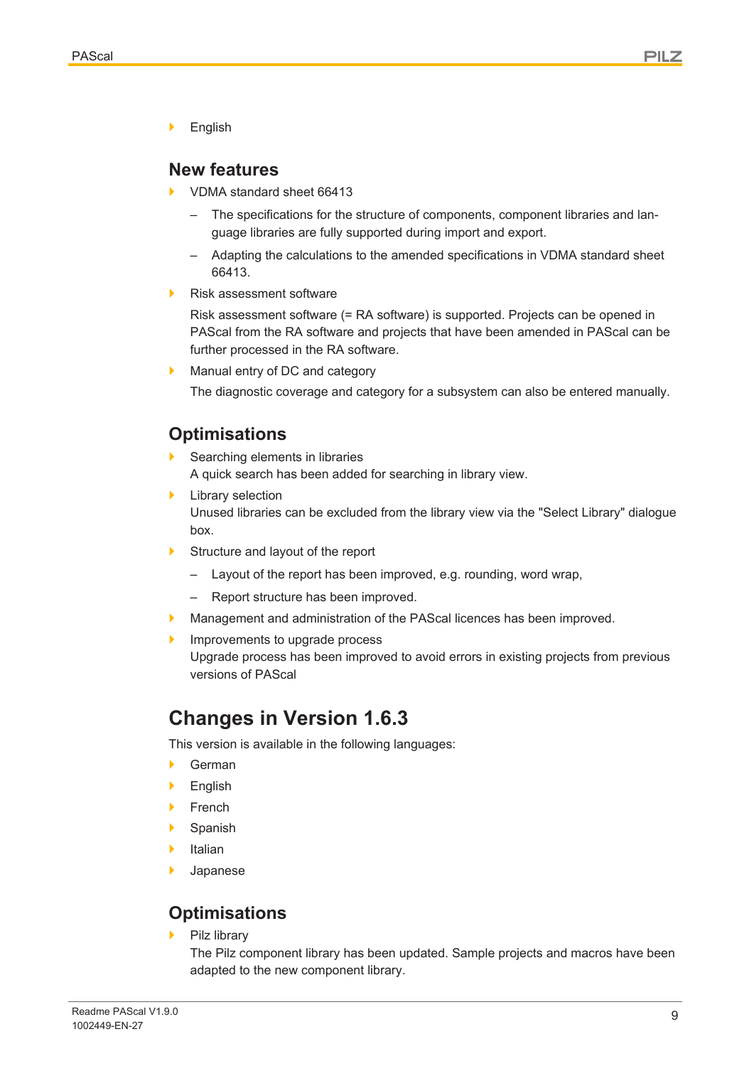- English

## New features

- VDMA standard sheet 66413
  - The specifications for the structure of components, component libraries and language libraries are fully supported during import and export.
  - Adapting the calculations to the amended specifications in VDMA standard sheet 66413.
- Risk assessment software

  Risk assessment software (= RA software) is supported. Projects can be opened in PAScal from the RA software and projects that have been amended in PAScal can be further processed in the RA software.
- Manual entry of DC and category

  The diagnostic coverage and category for a subsystem can also be entered manually.

## Optimisations

- Searching elements in libraries
  A quick search has been added for searching in library view.
- Library selection
  Unused libraries can be excluded from the library view via the "Select Library" dialogue box.
- Structure and layout of the report
  - Layout of the report has been improved, e.g. rounding, word wrap,
  - Report structure has been improved.
- Management and administration of the PAScal licences has been improved.
- Improvements to upgrade process
  Upgrade process has been improved to avoid errors in existing projects from previous versions of PAScal

# Changes in Version 1.6.3

This version is available in the following languages:

- German
- English
- French
- Spanish
- Italian
- Japanese

## Optimisations

- Pilz library
  The Pilz component library has been updated. Sample projects and macros have been adapted to the new component library.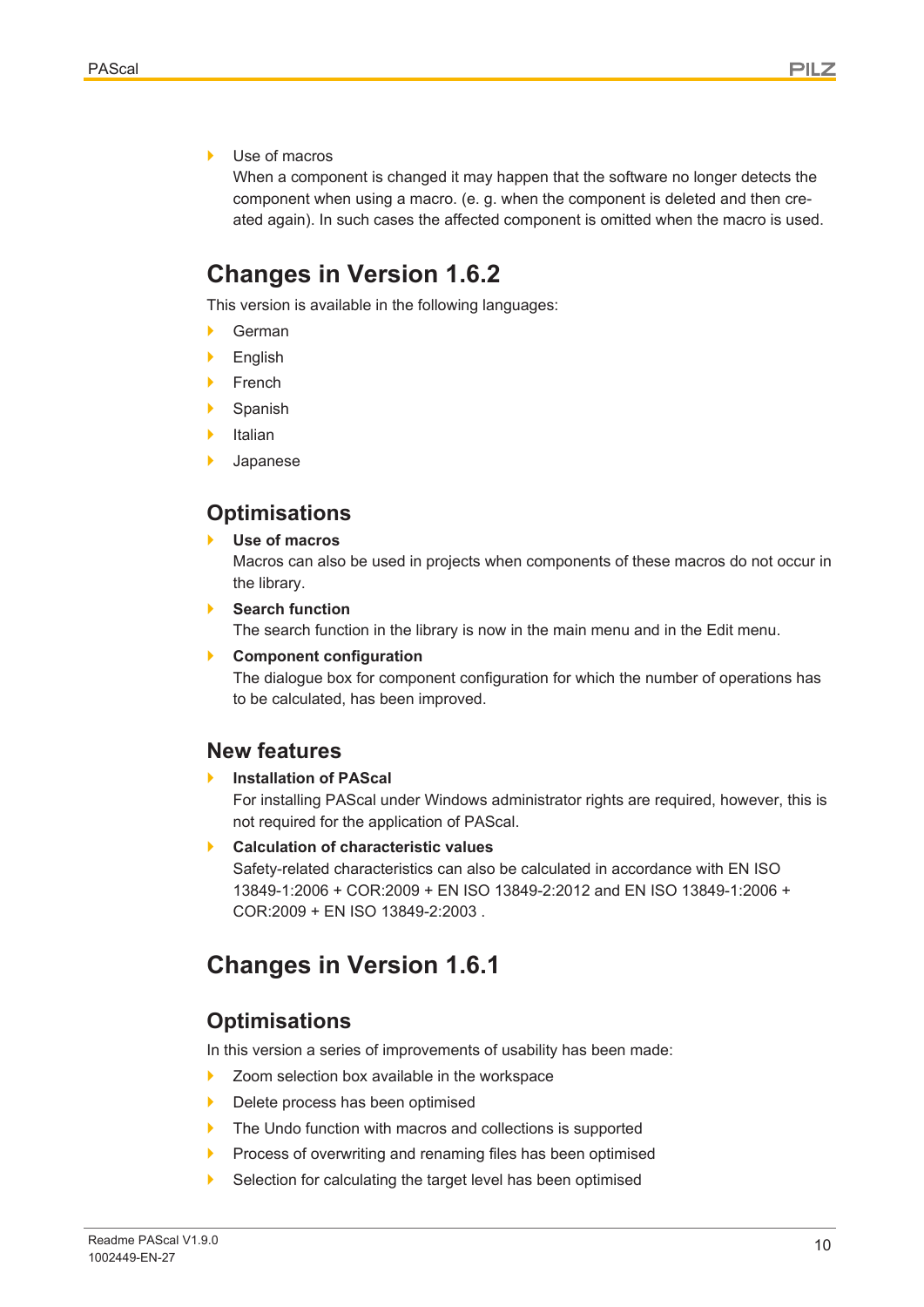- Use of macros
  When a component is changed it may happen that the software no longer detects the component when using a macro. (e. g. when the component is deleted and then created again). In such cases the affected component is omitted when the macro is used.

# Changes in Version 1.6.2

This version is available in the following languages:

- German
- English
- French
- Spanish
- Italian
- Japanese

## Optimisations

- **Use of macros**
  Macros can also be used in projects when components of these macros do not occur in the library.
- **Search function**
  The search function in the library is now in the main menu and in the Edit menu.
- **Component configuration**
  The dialogue box for component configuration for which the number of operations has to be calculated, has been improved.

## New features

- **Installation of PAScal**
  For installing PAScal under Windows administrator rights are required, however, this is not required for the application of PAScal.
- **Calculation of characteristic values**
  Safety-related characteristics can also be calculated in accordance with EN ISO 13849-1:2006 + COR:2009 + EN ISO 13849-2:2012 and EN ISO 13849-1:2006 + COR:2009 + EN ISO 13849-2:2003 .

# Changes in Version 1.6.1

## Optimisations

In this version a series of improvements of usability has been made:

- Zoom selection box available in the workspace
- Delete process has been optimised
- The Undo function with macros and collections is supported
- Process of overwriting and renaming files has been optimised
- Selection for calculating the target level has been optimised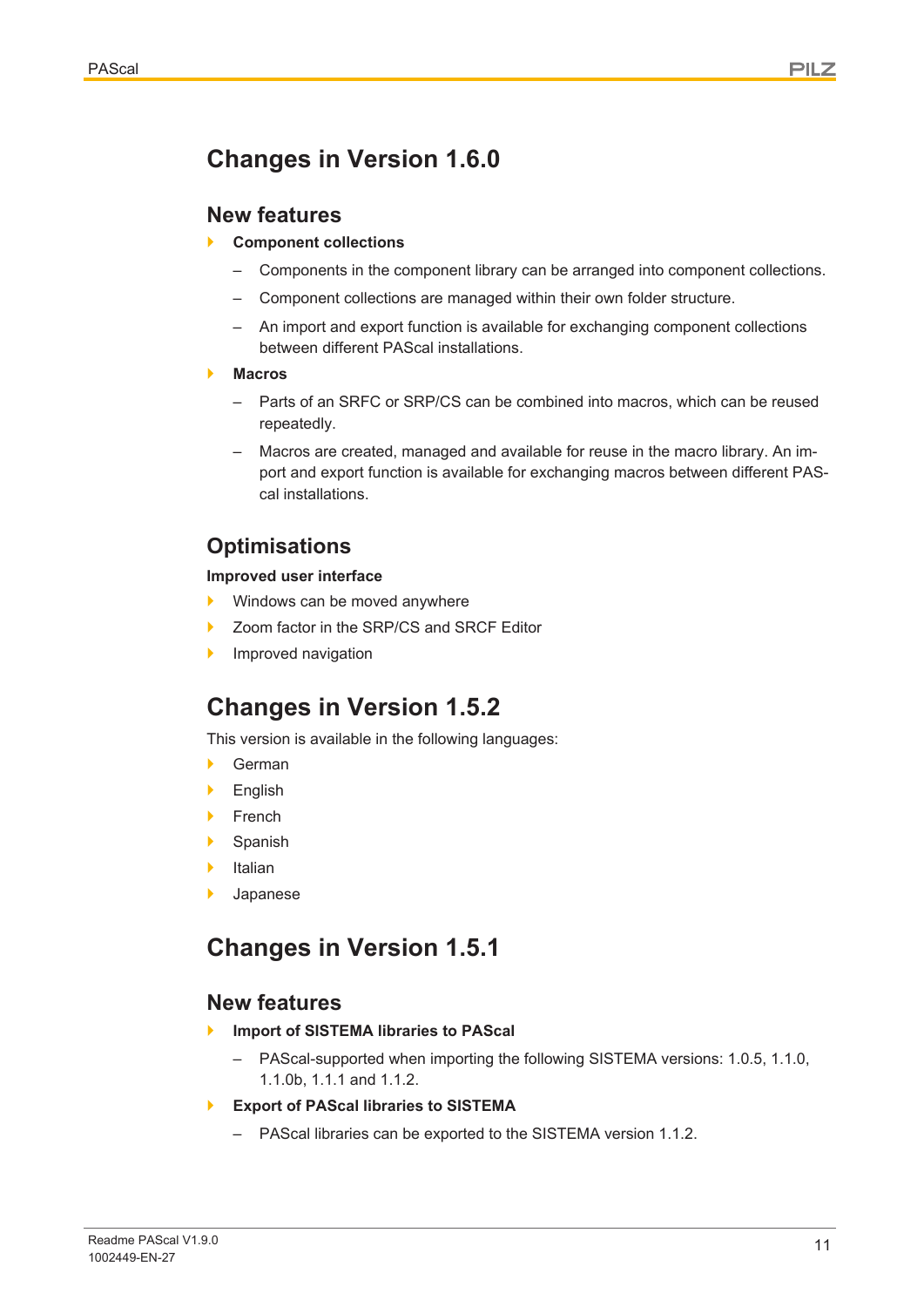# Changes in Version 1.6.0

## New features

- **Component collections**
  - Components in the component library can be arranged into component collections.
  - Component collections are managed within their own folder structure.
  - An import and export function is available for exchanging component collections between different PAScal installations.
- **Macros**
  - Parts of an SRFC or SRP/CS can be combined into macros, which can be reused repeatedly.
  - Macros are created, managed and available for reuse in the macro library. An import and export function is available for exchanging macros between different PAScal installations.

## Optimisations

**Improved user interface**

- Windows can be moved anywhere
- Zoom factor in the SRP/CS and SRCF Editor
- Improved navigation

# Changes in Version 1.5.2

This version is available in the following languages:

- German
- English
- French
- Spanish
- Italian
- Japanese

# Changes in Version 1.5.1

## New features

- **Import of SISTEMA libraries to PAScal**
  - PAScal-supported when importing the following SISTEMA versions: 1.0.5, 1.1.0, 1.1.0b, 1.1.1 and 1.1.2.
- **Export of PAScal libraries to SISTEMA**
  - PAScal libraries can be exported to the SISTEMA version 1.1.2.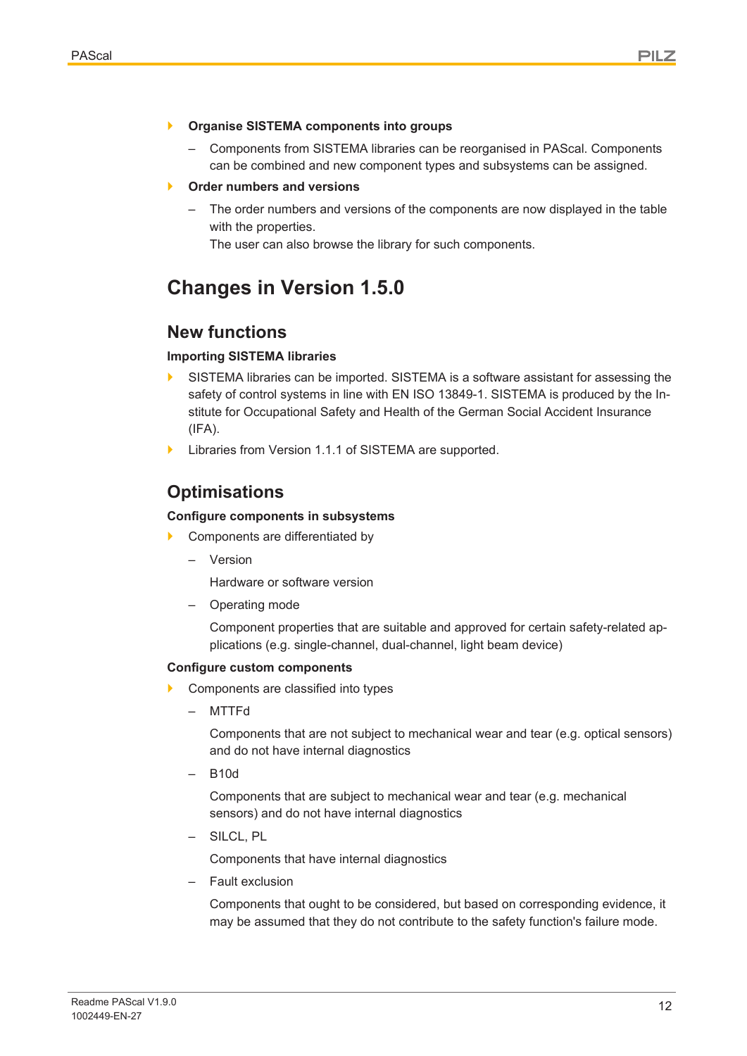- **Organise SISTEMA components into groups**
  - Components from SISTEMA libraries can be reorganised in PAScal. Components can be combined and new component types and subsystems can be assigned.
- **Order numbers and versions**
  - The order numbers and versions of the components are now displayed in the table with the properties.
    The user can also browse the library for such components.

# Changes in Version 1.5.0

## New functions

### Importing SISTEMA libraries

- SISTEMA libraries can be imported. SISTEMA is a software assistant for assessing the safety of control systems in line with EN ISO 13849-1. SISTEMA is produced by the Institute for Occupational Safety and Health of the German Social Accident Insurance (IFA).
- Libraries from Version 1.1.1 of SISTEMA are supported.

## Optimisations

### Configure components in subsystems

- Components are differentiated by
  - Version

    Hardware or software version
  - Operating mode

    Component properties that are suitable and approved for certain safety-related applications (e.g. single-channel, dual-channel, light beam device)

### Configure custom components

- Components are classified into types
  - MTTFd

    Components that are not subject to mechanical wear and tear (e.g. optical sensors) and do not have internal diagnostics
  - B10d

    Components that are subject to mechanical wear and tear (e.g. mechanical sensors) and do not have internal diagnostics
  - SILCL, PL

    Components that have internal diagnostics
  - Fault exclusion

    Components that ought to be considered, but based on corresponding evidence, it may be assumed that they do not contribute to the safety function's failure mode.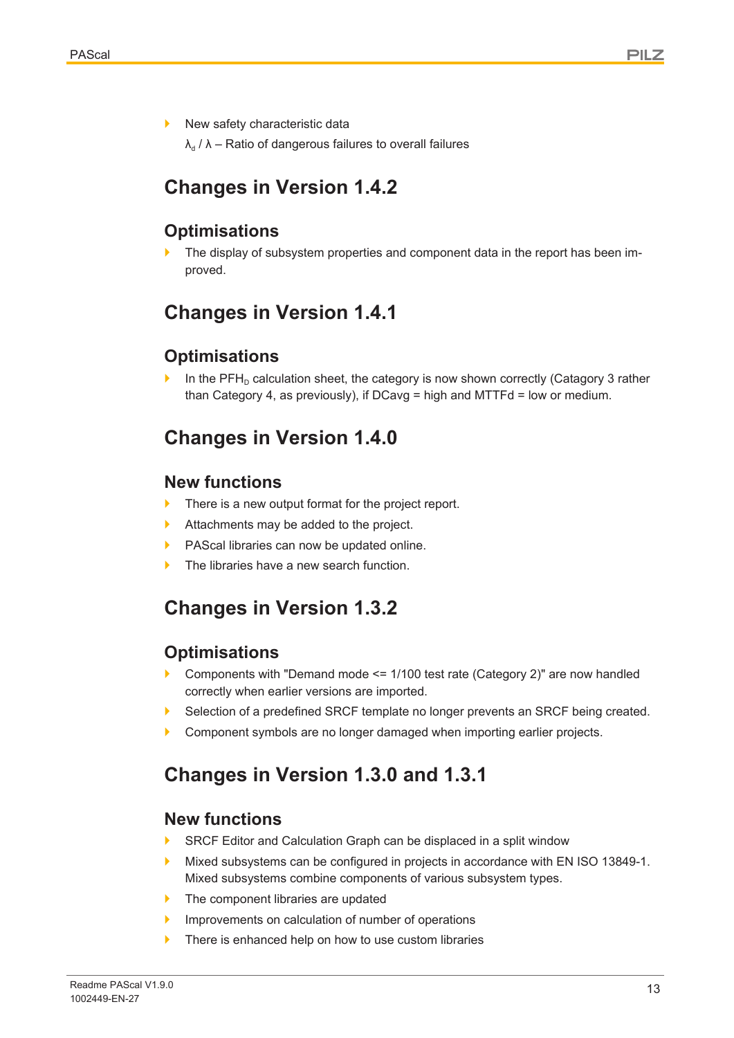- New safety characteristic data

  $\lambda_d$ / $\lambda$ – Ratio of dangerous failures to overall failures

## Changes in Version 1.4.2

### Optimisations

- The display of subsystem properties and component data in the report has been improved.

## Changes in Version 1.4.1

### Optimisations

- In the $PFH_D$ calculation sheet, the category is now shown correctly (Catagory 3 rather than Category 4, as previously), if DCavg = high and MTTFd = low or medium.

## Changes in Version 1.4.0

### New functions

- There is a new output format for the project report.
- Attachments may be added to the project.
- PAScal libraries can now be updated online.
- The libraries have a new search function.

## Changes in Version 1.3.2

### Optimisations

- Components with "Demand mode <= 1/100 test rate (Category 2)" are now handled correctly when earlier versions are imported.
- Selection of a predefined SRCF template no longer prevents an SRCF being created.
- Component symbols are no longer damaged when importing earlier projects.

## Changes in Version 1.3.0 and 1.3.1

### New functions

- SRCF Editor and Calculation Graph can be displaced in a split window
- Mixed subsystems can be configured in projects in accordance with EN ISO 13849-1. Mixed subsystems combine components of various subsystem types.
- The component libraries are updated
- Improvements on calculation of number of operations
- There is enhanced help on how to use custom libraries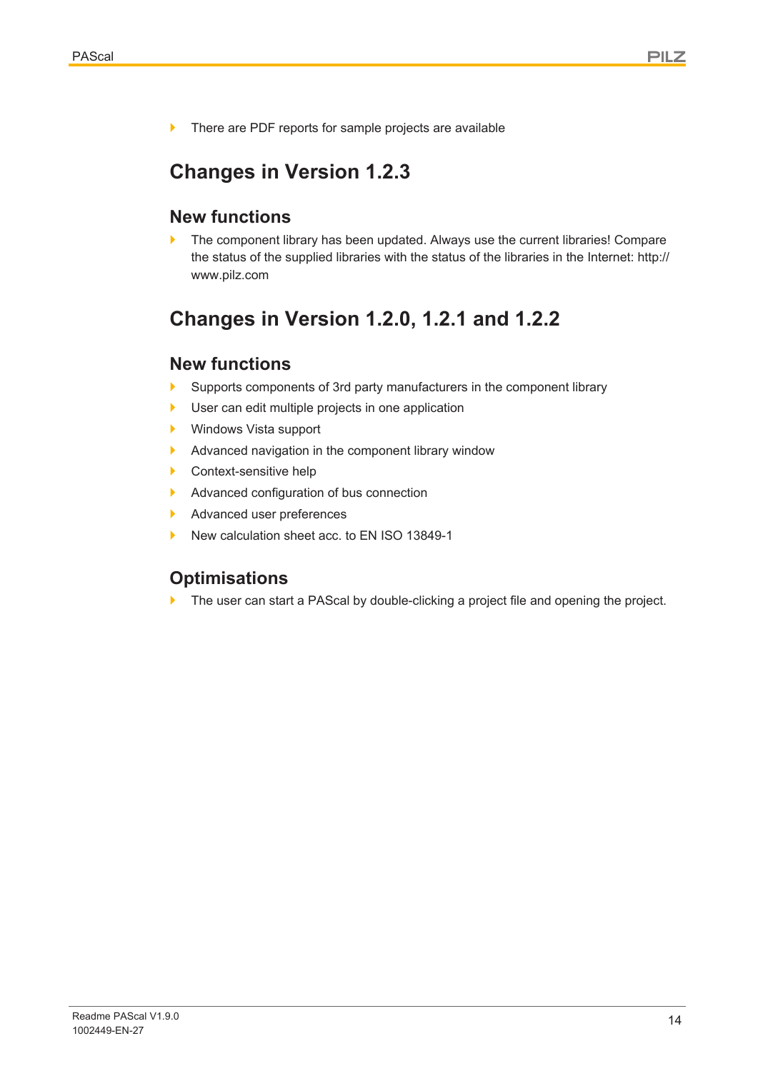- There are PDF reports for sample projects are available

## Changes in Version 1.2.3

### New functions

- The component library has been updated. Always use the current libraries! Compare the status of the supplied libraries with the status of the libraries in the Internet: http://www.pilz.com

## Changes in Version 1.2.0, 1.2.1 and 1.2.2

### New functions

- Supports components of 3rd party manufacturers in the component library
- User can edit multiple projects in one application
- Windows Vista support
- Advanced navigation in the component library window
- Context-sensitive help
- Advanced configuration of bus connection
- Advanced user preferences
- New calculation sheet acc. to EN ISO 13849-1

### Optimisations

- The user can start a PAScal by double-clicking a project file and opening the project.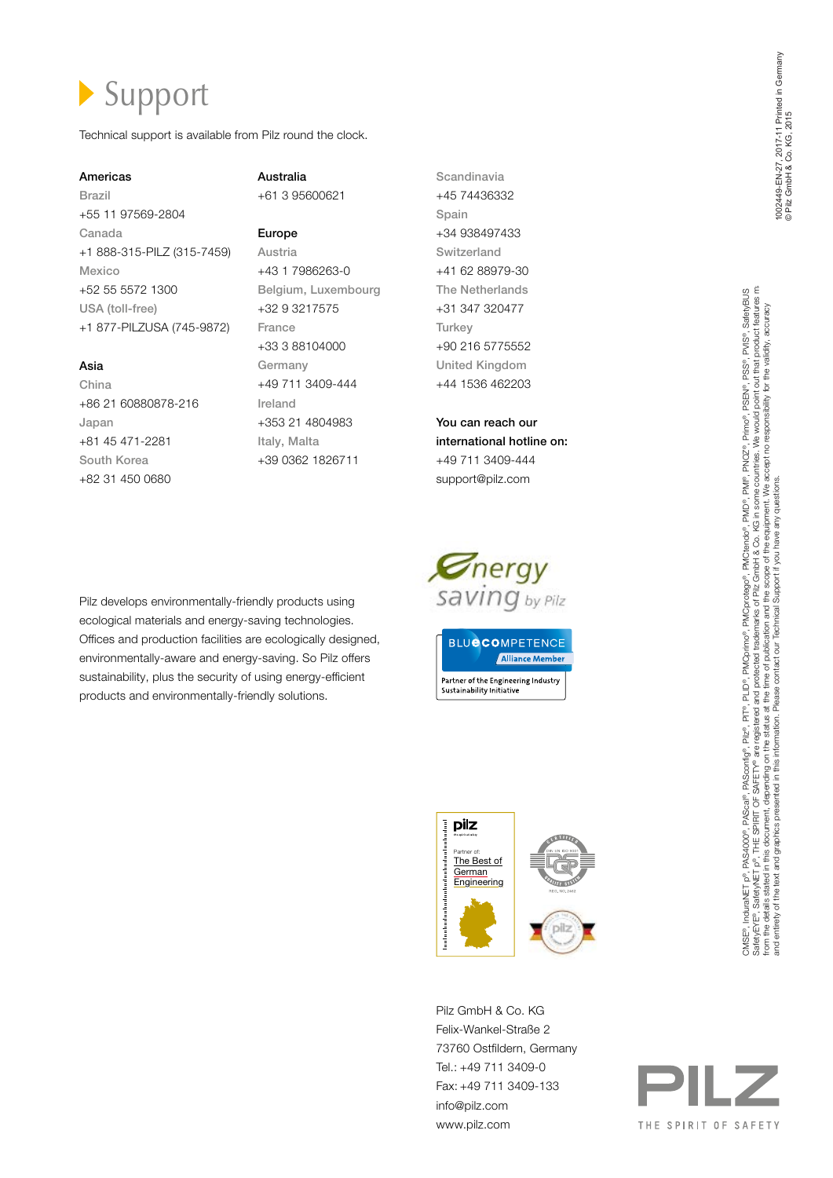# Support

Technical support is available from Pilz round the clock.

**Americas**
Brazil
+55 11 97569-2804
Canada
+1 888-315-PILZ (315-7459)
Mexico
+52 55 5572 1300
USA (toll-free)
+1 877-PILZUSA (745-9872)

**Asia**
China
+86 21 60880878-216
Japan
+81 45 471-2281
South Korea
+82 31 450 0680

**Australia**
+61 3 95600621

**Europe**
Austria
+43 1 7986263-0
Belgium, Luxembourg
+32 9 3217575
France
+33 3 88104000
Germany
+49 711 3409-444
Ireland
+353 21 4804983
Italy, Malta
+39 0362 1826711

Scandinavia
+45 74436332
Spain
+34 938497433
Switzerland
+41 62 88979-30
The Netherlands
+31 347 320477
Turkey
+90 216 5775552
United Kingdom
+44 1536 462203

**You can reach our international hotline on:**
+49 711 3409-444
support@pilz.com

Pilz develops environmentally-friendly products using ecological materials and energy-saving technologies. Offices and production facilities are ecologically designed, environmentally-aware and energy-saving. So Pilz offers sustainability, plus the security of using energy-efficient products and environmentally-friendly solutions.

Energy saving by Pilz

BLUECOMPETENCE Alliance Member
Partner of the Engineering Industry Sustainability Initiative

pilz
Partner of: The Best of German Engineering

Pilz GmbH & Co. KG
Felix-Wankel-Straße 2
73760 Ostfildern, Germany
Tel.: +49 711 3409-0
Fax: +49 711 3409-133
info@pilz.com
www.pilz.com

PILZ
THE SPIRIT OF SAFETY

CMSE®, InduraNET p®, PAS4000®, PAScal®, PASconfig®, Pilz®, PIT®, PLID®, PMCprimo®, PMCprotego®, PMCtendo®, PMD®, PMI®, PNOZ®, Primo®, PSEN®, PSS®, PVIS®, SafetyBUS p®, SafetyEYE®, SafetyNET p®, THE SPIRIT OF SAFETY® are registered and protected trademarks of Pilz GmbH & Co. KG in some countries. We would point out that product features may vary from the details stated in this document, depending on the status at the time of publication and the scope of the equipment. We accept no responsibility for the validity, accuracy and entirety of the text and graphics presented in this information. Please contact our Technical Support if you have any questions.

100249-EN-27, 2017-11 Printed in Germany
© Pilz GmbH & Co. KG, 2015